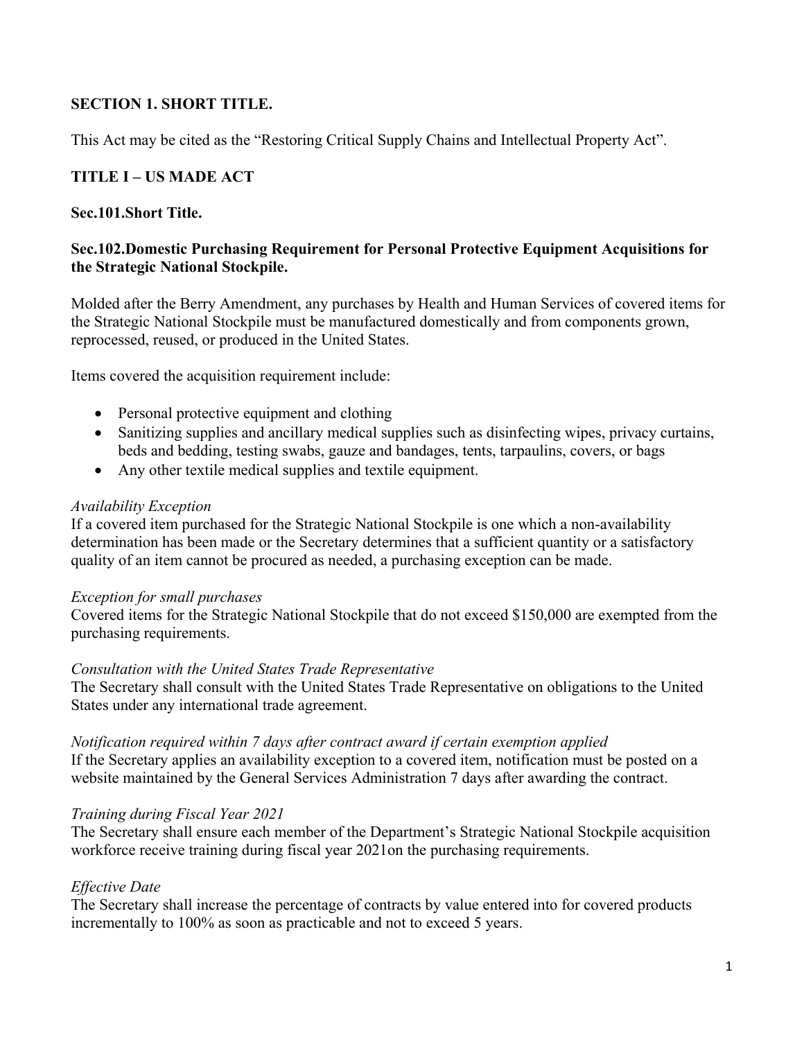**SECTION 1. SHORT TITLE.**

This Act may be cited as the "Restoring Critical Supply Chains and Intellectual Property Act".

**TITLE I – US MADE ACT**

**Sec.101.Short Title.**

**Sec.102.Domestic Purchasing Requirement for Personal Protective Equipment Acquisitions for the Strategic National Stockpile.**

Molded after the Berry Amendment, any purchases by Health and Human Services of covered items for the Strategic National Stockpile must be manufactured domestically and from components grown, reprocessed, reused, or produced in the United States.

Items covered the acquisition requirement include:

- Personal protective equipment and clothing
- Sanitizing supplies and ancillary medical supplies such as disinfecting wipes, privacy curtains, beds and bedding, testing swabs, gauze and bandages, tents, tarpaulins, covers, or bags
- Any other textile medical supplies and textile equipment.

*Availability Exception*
If a covered item purchased for the Strategic National Stockpile is one which a non-availability determination has been made or the Secretary determines that a sufficient quantity or a satisfactory quality of an item cannot be procured as needed, a purchasing exception can be made.

*Exception for small purchases*
Covered items for the Strategic National Stockpile that do not exceed $150,000 are exempted from the purchasing requirements.

*Consultation with the United States Trade Representative*
The Secretary shall consult with the United States Trade Representative on obligations to the United States under any international trade agreement.

*Notification required within 7 days after contract award if certain exemption applied*
If the Secretary applies an availability exception to a covered item, notification must be posted on a website maintained by the General Services Administration 7 days after awarding the contract.

*Training during Fiscal Year 2021*
The Secretary shall ensure each member of the Department's Strategic National Stockpile acquisition workforce receive training during fiscal year 2021on the purchasing requirements.

*Effective Date*
The Secretary shall increase the percentage of contracts by value entered into for covered products incrementally to 100% as soon as practicable and not to exceed 5 years.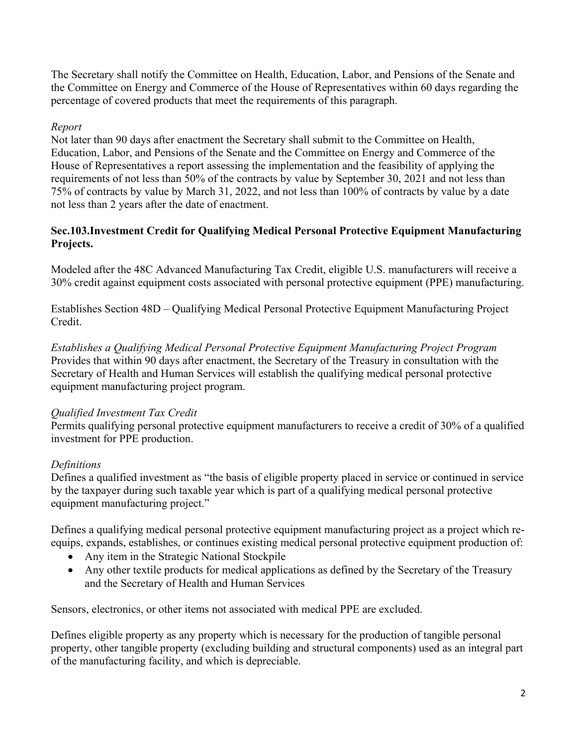The Secretary shall notify the Committee on Health, Education, Labor, and Pensions of the Senate and the Committee on Energy and Commerce of the House of Representatives within 60 days regarding the percentage of covered products that meet the requirements of this paragraph.

*Report*
Not later than 90 days after enactment the Secretary shall submit to the Committee on Health, Education, Labor, and Pensions of the Senate and the Committee on Energy and Commerce of the House of Representatives a report assessing the implementation and the feasibility of applying the requirements of not less than 50% of the contracts by value by September 30, 2021 and not less than 75% of contracts by value by March 31, 2022, and not less than 100% of contracts by value by a date not less than 2 years after the date of enactment.

**Sec.103.Investment Credit for Qualifying Medical Personal Protective Equipment Manufacturing Projects.**

Modeled after the 48C Advanced Manufacturing Tax Credit, eligible U.S. manufacturers will receive a 30% credit against equipment costs associated with personal protective equipment (PPE) manufacturing.

Establishes Section 48D – Qualifying Medical Personal Protective Equipment Manufacturing Project Credit.

*Establishes a Qualifying Medical Personal Protective Equipment Manufacturing Project Program*
Provides that within 90 days after enactment, the Secretary of the Treasury in consultation with the Secretary of Health and Human Services will establish the qualifying medical personal protective equipment manufacturing project program.

*Qualified Investment Tax Credit*
Permits qualifying personal protective equipment manufacturers to receive a credit of 30% of a qualified investment for PPE production.

*Definitions*
Defines a qualified investment as "the basis of eligible property placed in service or continued in service by the taxpayer during such taxable year which is part of a qualifying medical personal protective equipment manufacturing project."

Defines a qualifying medical personal protective equipment manufacturing project as a project which re-equips, expands, establishes, or continues existing medical personal protective equipment production of:

- Any item in the Strategic National Stockpile
- Any other textile products for medical applications as defined by the Secretary of the Treasury and the Secretary of Health and Human Services

Sensors, electronics, or other items not associated with medical PPE are excluded.

Defines eligible property as any property which is necessary for the production of tangible personal property, other tangible property (excluding building and structural components) used as an integral part of the manufacturing facility, and which is depreciable.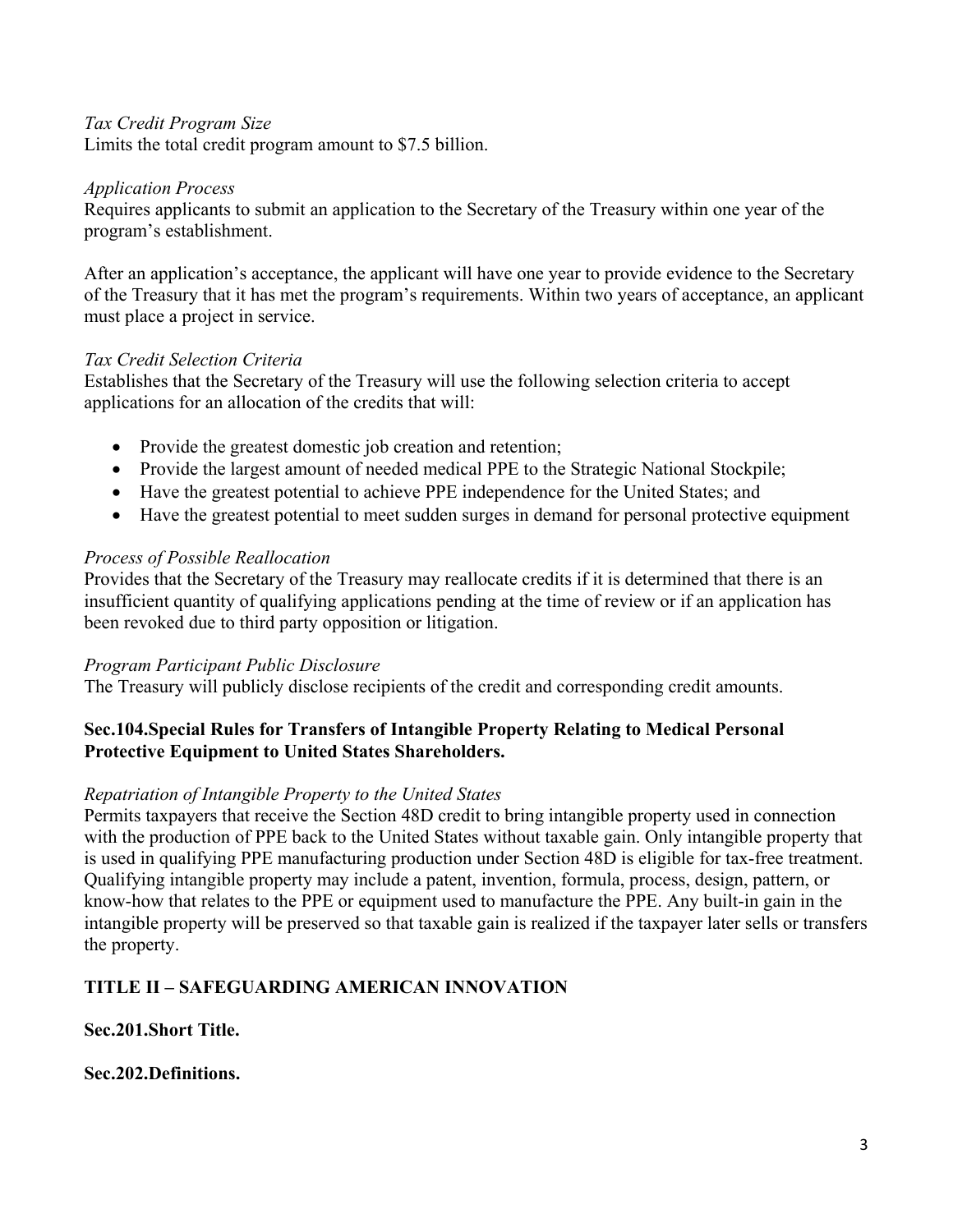*Tax Credit Program Size*
Limits the total credit program amount to $7.5 billion.

*Application Process*
Requires applicants to submit an application to the Secretary of the Treasury within one year of the program's establishment.

After an application's acceptance, the applicant will have one year to provide evidence to the Secretary of the Treasury that it has met the program's requirements. Within two years of acceptance, an applicant must place a project in service.

*Tax Credit Selection Criteria*
Establishes that the Secretary of the Treasury will use the following selection criteria to accept applications for an allocation of the credits that will:

- Provide the greatest domestic job creation and retention;
- Provide the largest amount of needed medical PPE to the Strategic National Stockpile;
- Have the greatest potential to achieve PPE independence for the United States; and
- Have the greatest potential to meet sudden surges in demand for personal protective equipment

*Process of Possible Reallocation*
Provides that the Secretary of the Treasury may reallocate credits if it is determined that there is an insufficient quantity of qualifying applications pending at the time of review or if an application has been revoked due to third party opposition or litigation.

*Program Participant Public Disclosure*
The Treasury will publicly disclose recipients of the credit and corresponding credit amounts.

**Sec.104.Special Rules for Transfers of Intangible Property Relating to Medical Personal Protective Equipment to United States Shareholders.**

*Repatriation of Intangible Property to the United States*
Permits taxpayers that receive the Section 48D credit to bring intangible property used in connection with the production of PPE back to the United States without taxable gain. Only intangible property that is used in qualifying PPE manufacturing production under Section 48D is eligible for tax-free treatment. Qualifying intangible property may include a patent, invention, formula, process, design, pattern, or know-how that relates to the PPE or equipment used to manufacture the PPE. Any built-in gain in the intangible property will be preserved so that taxable gain is realized if the taxpayer later sells or transfers the property.

**TITLE II – SAFEGUARDING AMERICAN INNOVATION**

**Sec.201.Short Title.**

**Sec.202.Definitions.**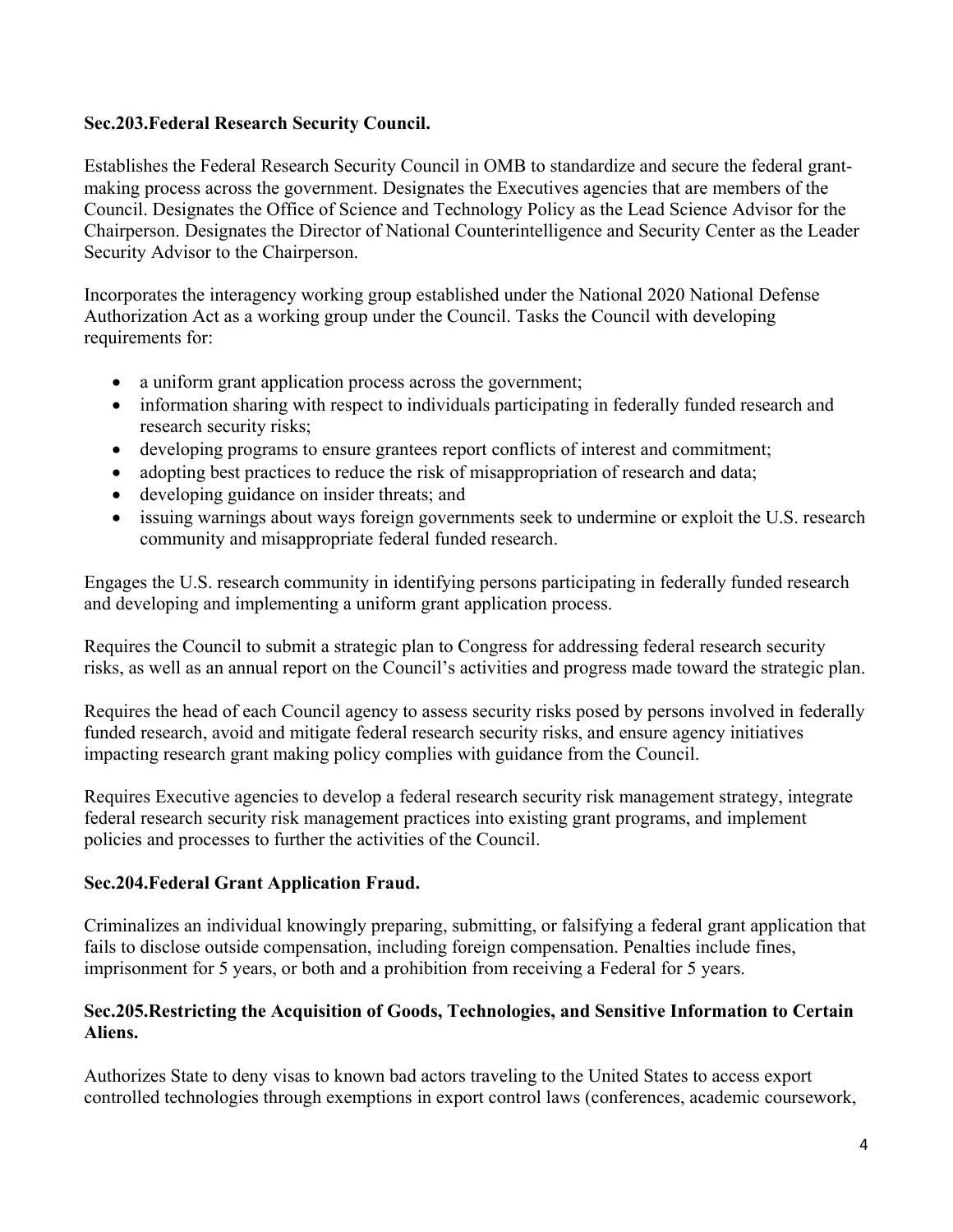**Sec.203.Federal Research Security Council.**

Establishes the Federal Research Security Council in OMB to standardize and secure the federal grant-making process across the government. Designates the Executives agencies that are members of the Council. Designates the Office of Science and Technology Policy as the Lead Science Advisor for the Chairperson. Designates the Director of National Counterintelligence and Security Center as the Leader Security Advisor to the Chairperson.

Incorporates the interagency working group established under the National 2020 National Defense Authorization Act as a working group under the Council. Tasks the Council with developing requirements for:

- a uniform grant application process across the government;
- information sharing with respect to individuals participating in federally funded research and research security risks;
- developing programs to ensure grantees report conflicts of interest and commitment;
- adopting best practices to reduce the risk of misappropriation of research and data;
- developing guidance on insider threats; and
- issuing warnings about ways foreign governments seek to undermine or exploit the U.S. research community and misappropriate federal funded research.

Engages the U.S. research community in identifying persons participating in federally funded research and developing and implementing a uniform grant application process.

Requires the Council to submit a strategic plan to Congress for addressing federal research security risks, as well as an annual report on the Council's activities and progress made toward the strategic plan.

Requires the head of each Council agency to assess security risks posed by persons involved in federally funded research, avoid and mitigate federal research security risks, and ensure agency initiatives impacting research grant making policy complies with guidance from the Council.

Requires Executive agencies to develop a federal research security risk management strategy, integrate federal research security risk management practices into existing grant programs, and implement policies and processes to further the activities of the Council.

**Sec.204.Federal Grant Application Fraud.**

Criminalizes an individual knowingly preparing, submitting, or falsifying a federal grant application that fails to disclose outside compensation, including foreign compensation. Penalties include fines, imprisonment for 5 years, or both and a prohibition from receiving a Federal for 5 years.

**Sec.205.Restricting the Acquisition of Goods, Technologies, and Sensitive Information to Certain Aliens.**

Authorizes State to deny visas to known bad actors traveling to the United States to access export controlled technologies through exemptions in export control laws (conferences, academic coursework,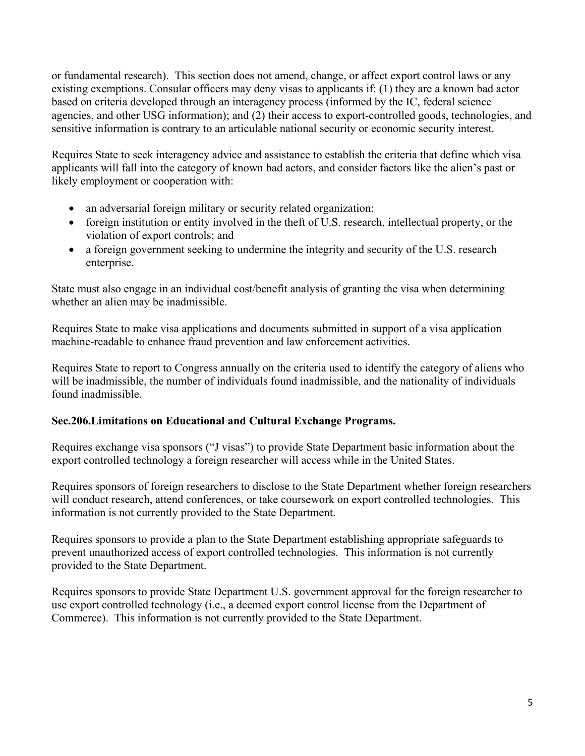or fundamental research). This section does not amend, change, or affect export control laws or any existing exemptions. Consular officers may deny visas to applicants if: (1) they are a known bad actor based on criteria developed through an interagency process (informed by the IC, federal science agencies, and other USG information); and (2) their access to export-controlled goods, technologies, and sensitive information is contrary to an articulable national security or economic security interest.

Requires State to seek interagency advice and assistance to establish the criteria that define which visa applicants will fall into the category of known bad actors, and consider factors like the alien's past or likely employment or cooperation with:

- an adversarial foreign military or security related organization;
- foreign institution or entity involved in the theft of U.S. research, intellectual property, or the violation of export controls; and
- a foreign government seeking to undermine the integrity and security of the U.S. research enterprise.

State must also engage in an individual cost/benefit analysis of granting the visa when determining whether an alien may be inadmissible.

Requires State to make visa applications and documents submitted in support of a visa application machine-readable to enhance fraud prevention and law enforcement activities.

Requires State to report to Congress annually on the criteria used to identify the category of aliens who will be inadmissible, the number of individuals found inadmissible, and the nationality of individuals found inadmissible.

**Sec.206.Limitations on Educational and Cultural Exchange Programs.**

Requires exchange visa sponsors ("J visas") to provide State Department basic information about the export controlled technology a foreign researcher will access while in the United States.

Requires sponsors of foreign researchers to disclose to the State Department whether foreign researchers will conduct research, attend conferences, or take coursework on export controlled technologies. This information is not currently provided to the State Department.

Requires sponsors to provide a plan to the State Department establishing appropriate safeguards to prevent unauthorized access of export controlled technologies. This information is not currently provided to the State Department.

Requires sponsors to provide State Department U.S. government approval for the foreign researcher to use export controlled technology (i.e., a deemed export control license from the Department of Commerce). This information is not currently provided to the State Department.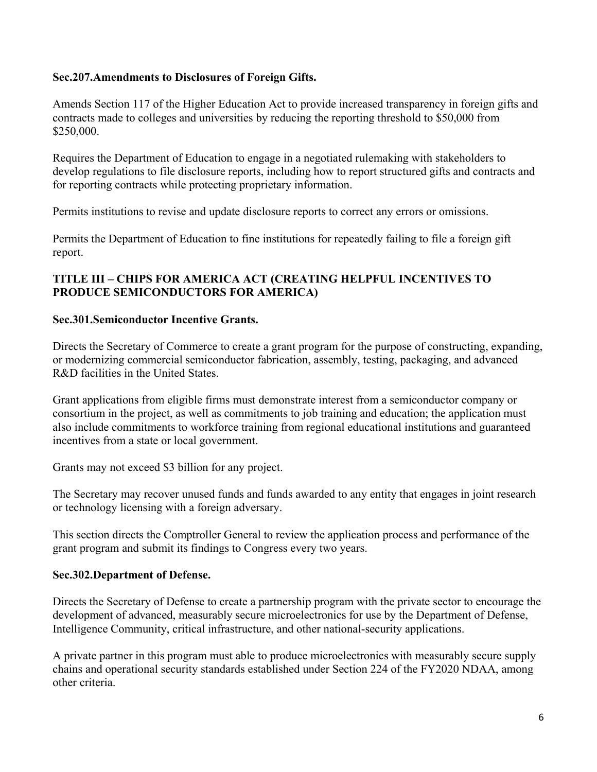### Sec.207.Amendments to Disclosures of Foreign Gifts.

Amends Section 117 of the Higher Education Act to provide increased transparency in foreign gifts and contracts made to colleges and universities by reducing the reporting threshold to \$50,000 from \$250,000.

Requires the Department of Education to engage in a negotiated rulemaking with stakeholders to develop regulations to file disclosure reports, including how to report structured gifts and contracts and for reporting contracts while protecting proprietary information.

Permits institutions to revise and update disclosure reports to correct any errors or omissions.

Permits the Department of Education to fine institutions for repeatedly failing to file a foreign gift report.

## TITLE III – CHIPS FOR AMERICA ACT (CREATING HELPFUL INCENTIVES TO PRODUCE SEMICONDUCTORS FOR AMERICA)

### Sec.301.Semiconductor Incentive Grants.

Directs the Secretary of Commerce to create a grant program for the purpose of constructing, expanding, or modernizing commercial semiconductor fabrication, assembly, testing, packaging, and advanced R&D facilities in the United States.

Grant applications from eligible firms must demonstrate interest from a semiconductor company or consortium in the project, as well as commitments to job training and education; the application must also include commitments to workforce training from regional educational institutions and guaranteed incentives from a state or local government.

Grants may not exceed \$3 billion for any project.

The Secretary may recover unused funds and funds awarded to any entity that engages in joint research or technology licensing with a foreign adversary.

This section directs the Comptroller General to review the application process and performance of the grant program and submit its findings to Congress every two years.

### Sec.302.Department of Defense.

Directs the Secretary of Defense to create a partnership program with the private sector to encourage the development of advanced, measurably secure microelectronics for use by the Department of Defense, Intelligence Community, critical infrastructure, and other national-security applications.

A private partner in this program must able to produce microelectronics with measurably secure supply chains and operational security standards established under Section 224 of the FY2020 NDAA, among other criteria.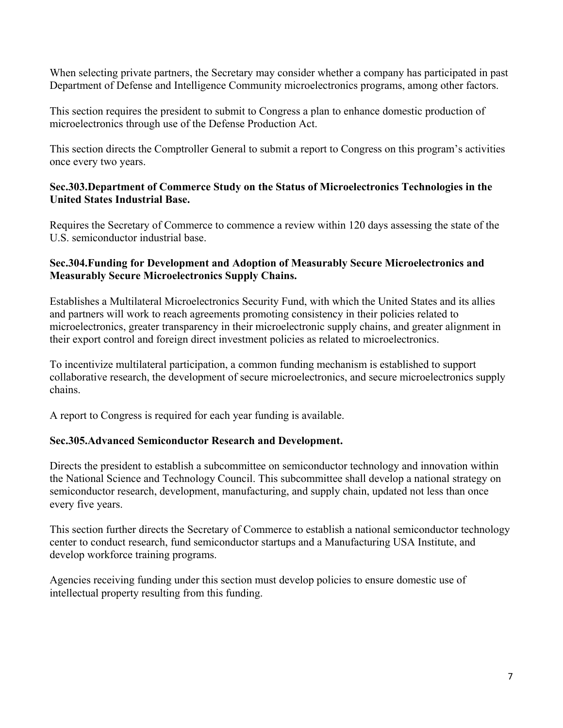When selecting private partners, the Secretary may consider whether a company has participated in past Department of Defense and Intelligence Community microelectronics programs, among other factors.

This section requires the president to submit to Congress a plan to enhance domestic production of microelectronics through use of the Defense Production Act.

This section directs the Comptroller General to submit a report to Congress on this program's activities once every two years.

**Sec.303.Department of Commerce Study on the Status of Microelectronics Technologies in the United States Industrial Base.**

Requires the Secretary of Commerce to commence a review within 120 days assessing the state of the U.S. semiconductor industrial base.

**Sec.304.Funding for Development and Adoption of Measurably Secure Microelectronics and Measurably Secure Microelectronics Supply Chains.**

Establishes a Multilateral Microelectronics Security Fund, with which the United States and its allies and partners will work to reach agreements promoting consistency in their policies related to microelectronics, greater transparency in their microelectronic supply chains, and greater alignment in their export control and foreign direct investment policies as related to microelectronics.

To incentivize multilateral participation, a common funding mechanism is established to support collaborative research, the development of secure microelectronics, and secure microelectronics supply chains.

A report to Congress is required for each year funding is available.

**Sec.305.Advanced Semiconductor Research and Development.**

Directs the president to establish a subcommittee on semiconductor technology and innovation within the National Science and Technology Council. This subcommittee shall develop a national strategy on semiconductor research, development, manufacturing, and supply chain, updated not less than once every five years.

This section further directs the Secretary of Commerce to establish a national semiconductor technology center to conduct research, fund semiconductor startups and a Manufacturing USA Institute, and develop workforce training programs.

Agencies receiving funding under this section must develop policies to ensure domestic use of intellectual property resulting from this funding.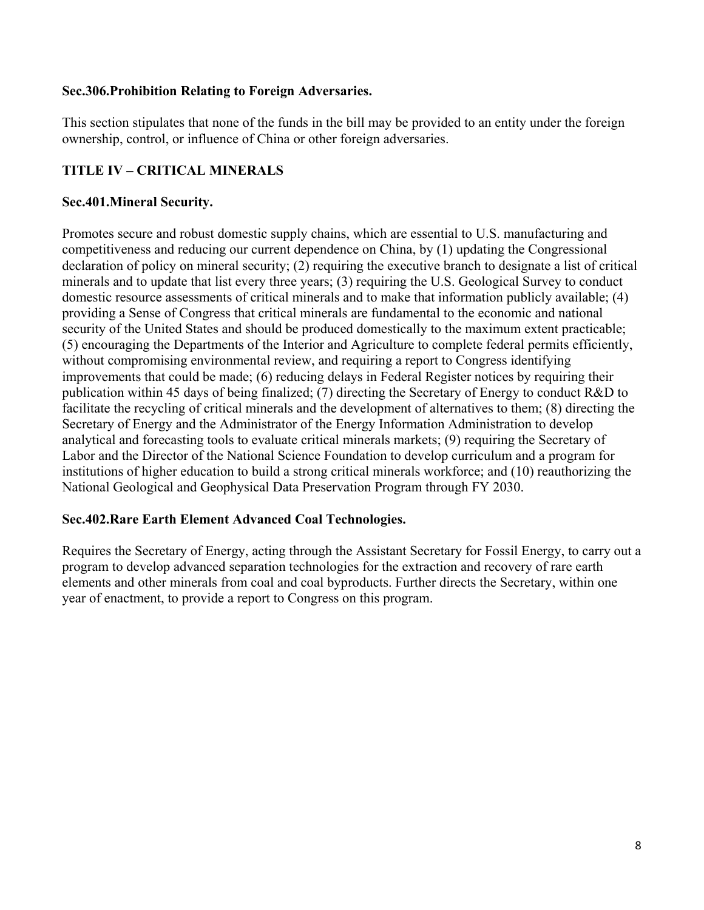**Sec.306.Prohibition Relating to Foreign Adversaries.**

This section stipulates that none of the funds in the bill may be provided to an entity under the foreign ownership, control, or influence of China or other foreign adversaries.

## TITLE IV – CRITICAL MINERALS

**Sec.401.Mineral Security.**

Promotes secure and robust domestic supply chains, which are essential to U.S. manufacturing and competitiveness and reducing our current dependence on China, by (1) updating the Congressional declaration of policy on mineral security; (2) requiring the executive branch to designate a list of critical minerals and to update that list every three years; (3) requiring the U.S. Geological Survey to conduct domestic resource assessments of critical minerals and to make that information publicly available; (4) providing a Sense of Congress that critical minerals are fundamental to the economic and national security of the United States and should be produced domestically to the maximum extent practicable; (5) encouraging the Departments of the Interior and Agriculture to complete federal permits efficiently, without compromising environmental review, and requiring a report to Congress identifying improvements that could be made; (6) reducing delays in Federal Register notices by requiring their publication within 45 days of being finalized; (7) directing the Secretary of Energy to conduct R&D to facilitate the recycling of critical minerals and the development of alternatives to them; (8) directing the Secretary of Energy and the Administrator of the Energy Information Administration to develop analytical and forecasting tools to evaluate critical minerals markets; (9) requiring the Secretary of Labor and the Director of the National Science Foundation to develop curriculum and a program for institutions of higher education to build a strong critical minerals workforce; and (10) reauthorizing the National Geological and Geophysical Data Preservation Program through FY 2030.

**Sec.402.Rare Earth Element Advanced Coal Technologies.**

Requires the Secretary of Energy, acting through the Assistant Secretary for Fossil Energy, to carry out a program to develop advanced separation technologies for the extraction and recovery of rare earth elements and other minerals from coal and coal byproducts. Further directs the Secretary, within one year of enactment, to provide a report to Congress on this program.